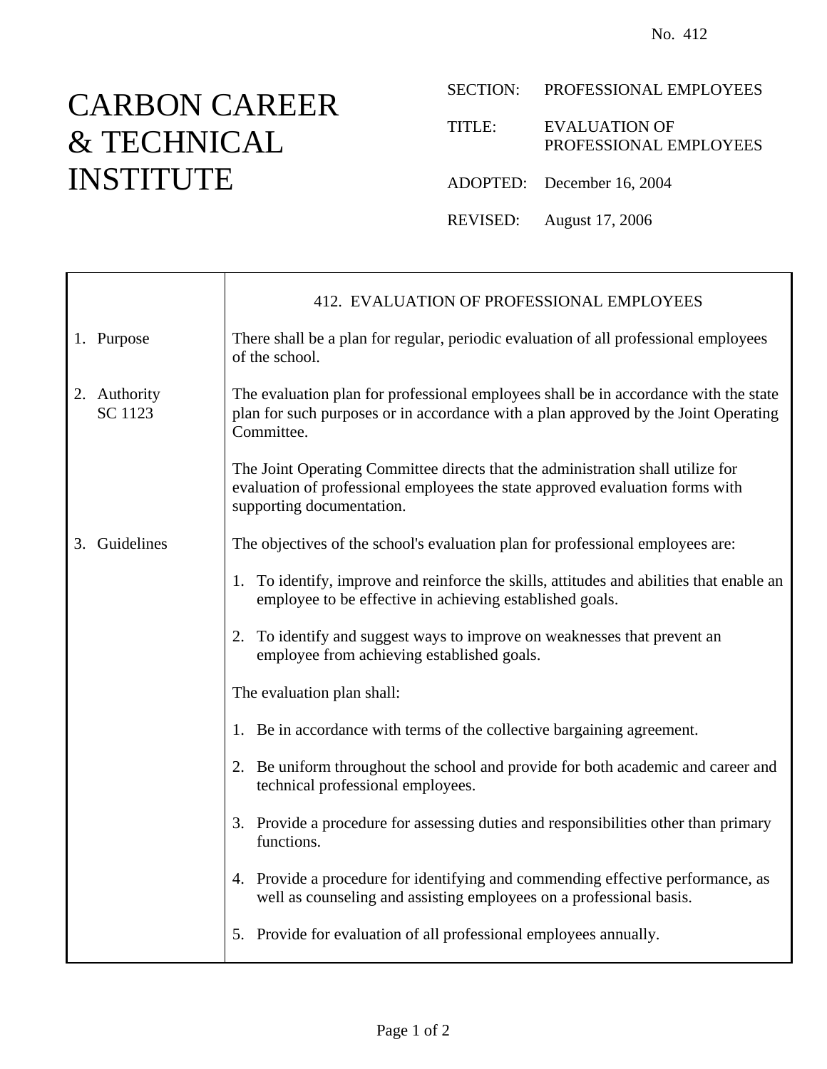No. 412

# CARBON CAREER & TECHNICAL INSTITUTE

SECTION: PROFESSIONAL EMPLOYEES

TITLE: EVALUATION OF PROFESSIONAL EMPLOYEES

ADOPTED: December 16, 2004

REVISED: August 17, 2006

## 412. EVALUATION OF PROFESSIONAL EMPLOYEES

**1. Purpose**

There shall be a plan for regular, periodic evaluation of all professional employees of the school.

**2. Authority**
SC 1123

The evaluation plan for professional employees shall be in accordance with the state plan for such purposes or in accordance with a plan approved by the Joint Operating Committee.

The Joint Operating Committee directs that the administration shall utilize for evaluation of professional employees the state approved evaluation forms with supporting documentation.

**3. Guidelines**

The objectives of the school's evaluation plan for professional employees are:

1. To identify, improve and reinforce the skills, attitudes and abilities that enable an employee to be effective in achieving established goals.

2. To identify and suggest ways to improve on weaknesses that prevent an employee from achieving established goals.

The evaluation plan shall:

1. Be in accordance with terms of the collective bargaining agreement.

2. Be uniform throughout the school and provide for both academic and career and technical professional employees.

3. Provide a procedure for assessing duties and responsibilities other than primary functions.

4. Provide a procedure for identifying and commending effective performance, as well as counseling and assisting employees on a professional basis.

5. Provide for evaluation of all professional employees annually.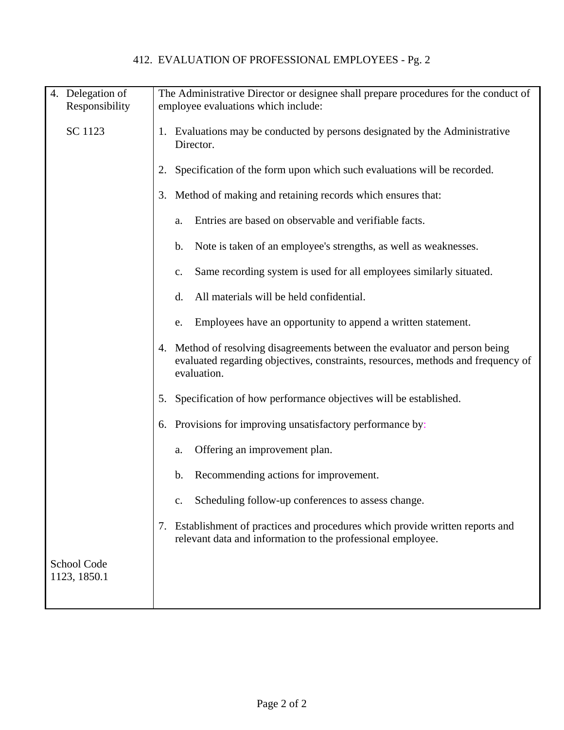# 412. EVALUATION OF PROFESSIONAL EMPLOYEES - Pg. 2

| | |
|---|---|
| 4. Delegation of Responsibility<br><br>SC 1123 | The Administrative Director or designee shall prepare procedures for the conduct of employee evaluations which include:<br><br>1. Evaluations may be conducted by persons designated by the Administrative Director.<br><br>2. Specification of the form upon which such evaluations will be recorded.<br><br>3. Method of making and retaining records which ensures that:<br><br>a. Entries are based on observable and verifiable facts.<br><br>b. Note is taken of an employee's strengths, as well as weaknesses.<br><br>c. Same recording system is used for all employees similarly situated.<br><br>d. All materials will be held confidential.<br><br>e. Employees have an opportunity to append a written statement.<br><br>4. Method of resolving disagreements between the evaluator and person being evaluated regarding objectives, constraints, resources, methods and frequency of evaluation.<br><br>5. Specification of how performance objectives will be established.<br><br>6. Provisions for improving unsatisfactory performance by:<br><br>a. Offering an improvement plan.<br><br>b. Recommending actions for improvement.<br><br>c. Scheduling follow-up conferences to assess change.<br><br>7. Establishment of practices and procedures which provide written reports and relevant data and information to the professional employee. |
| School Code 1123, 1850.1 | |